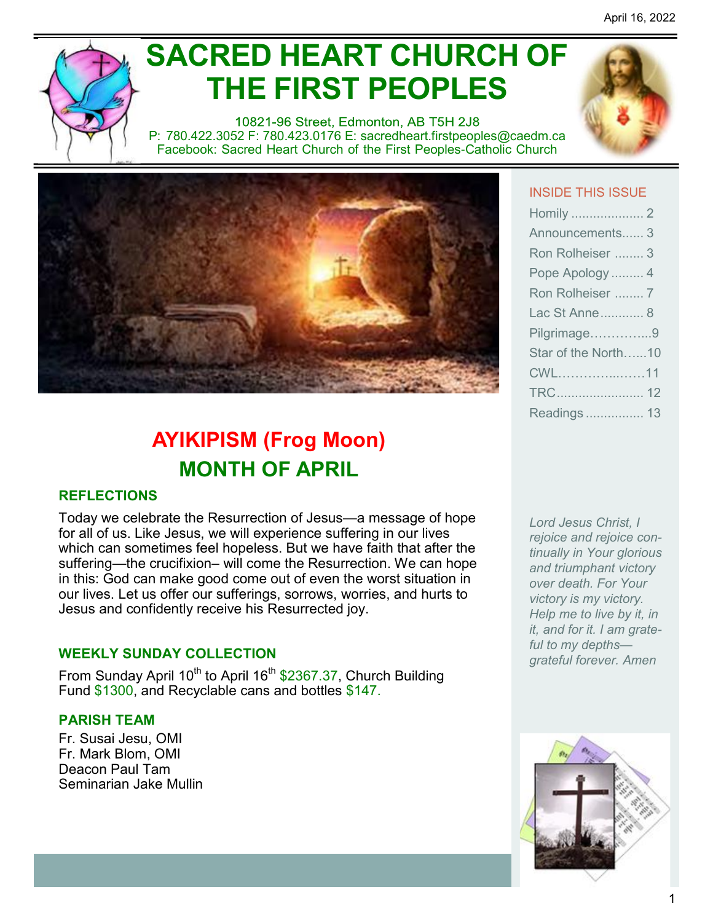April 16, 2022

# SACRED HEART CHURCH OF THE FIRST PEOPLES

10821-96 Street, Edmonton, AB T5H 2J8
P: 780.422.3052 F: 780.423.0176 E: sacredheart.firstpeoples@caedm.ca
Facebook: Sacred Heart Church of the First Peoples-Catholic Church

## AYIKIPISM (Frog Moon)
## MONTH OF APRIL

### REFLECTIONS

Today we celebrate the Resurrection of Jesus—a message of hope for all of us. Like Jesus, we will experience suffering in our lives which can sometimes feel hopeless. But we have faith that after the suffering—the crucifixion– will come the Resurrection. We can hope in this: God can make good come out of even the worst situation in our lives. Let us offer our sufferings, sorrows, worries, and hurts to Jesus and confidently receive his Resurrected joy.

### WEEKLY SUNDAY COLLECTION

From Sunday April 10th to April 16th $2367.37, Church Building Fund $1300, and Recyclable cans and bottles $147.

### PARISH TEAM

Fr. Susai Jesu, OMI
Fr. Mark Blom, OMI
Deacon Paul Tam
Seminarian Jake Mullin

### INSIDE THIS ISSUE

- Homily .................... 2
- Announcements...... 3
- Ron Rolheiser ........ 3
- Pope Apology ......... 4
- Ron Rolheiser ........ 7
- Lac St Anne............ 8
- Pilgrimage…………...9
- Star of the North…...10
- CWL………….….…11
- TRC........................ 12
- Readings ................ 13

*Lord Jesus Christ, I rejoice and rejoice continually in Your glorious and triumphant victory over death. For Your victory is my victory. Help me to live by it, in it, and for it. I am grateful to my depths—grateful forever. Amen*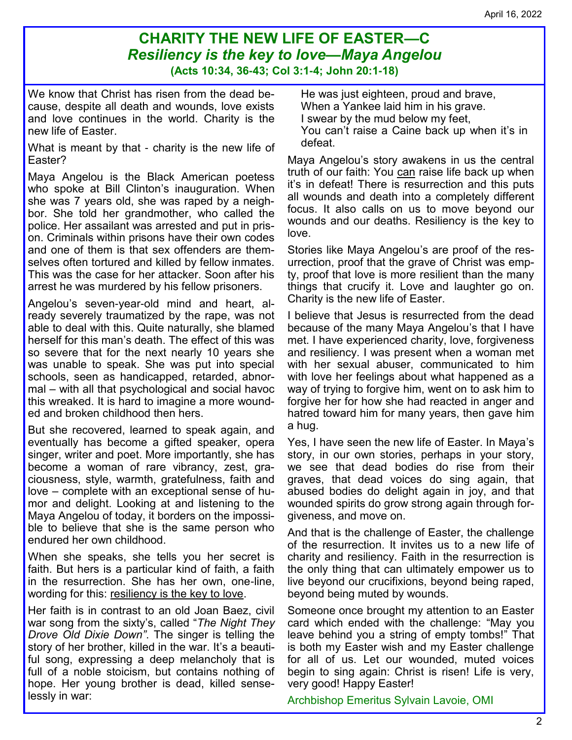# CHARITY THE NEW LIFE OF EASTER—C

## *Resiliency is the key to love—Maya Angelou*

**(Acts 10:34, 36-43; Col 3:1-4; John 20:1-18)**

We know that Christ has risen from the dead because, despite all death and wounds, love exists and love continues in the world. Charity is the new life of Easter.

What is meant by that - charity is the new life of Easter?

Maya Angelou is the Black American poetess who spoke at Bill Clinton's inauguration. When she was 7 years old, she was raped by a neighbor. She told her grandmother, who called the police. Her assailant was arrested and put in prison. Criminals within prisons have their own codes and one of them is that sex offenders are themselves often tortured and killed by fellow inmates. This was the case for her attacker. Soon after his arrest he was murdered by his fellow prisoners.

Angelou's seven-year-old mind and heart, already severely traumatized by the rape, was not able to deal with this. Quite naturally, she blamed herself for this man's death. The effect of this was so severe that for the next nearly 10 years she was unable to speak. She was put into special schools, seen as handicapped, retarded, abnormal – with all that psychological and social havoc this wreaked. It is hard to imagine a more wounded and broken childhood then hers.

But she recovered, learned to speak again, and eventually has become a gifted speaker, opera singer, writer and poet. More importantly, she has become a woman of rare vibrancy, zest, graciousness, style, warmth, gratefulness, faith and love – complete with an exceptional sense of humor and delight. Looking at and listening to the Maya Angelou of today, it borders on the impossible to believe that she is the same person who endured her own childhood.

When she speaks, she tells you her secret is faith. But hers is a particular kind of faith, a faith in the resurrection. She has her own, one-line, wording for this: <u>resiliency is the key to love</u>.

Her faith is in contrast to an old Joan Baez, civil war song from the sixty's, called "*The Night They Drove Old Dixie Down"*. The singer is telling the story of her brother, killed in the war. It's a beautiful song, expressing a deep melancholy that is full of a noble stoicism, but contains nothing of hope. Her young brother is dead, killed senselessly in war:

> He was just eighteen, proud and brave,
> When a Yankee laid him in his grave.
> I swear by the mud below my feet,
> You can't raise a Caine back up when it's in defeat.

Maya Angelou's story awakens in us the central truth of our faith: You <u>can</u> raise life back up when it's in defeat! There is resurrection and this puts all wounds and death into a completely different focus. It also calls on us to move beyond our wounds and our deaths. Resiliency is the key to love.

Stories like Maya Angelou's are proof of the resurrection, proof that the grave of Christ was empty, proof that love is more resilient than the many things that crucify it. Love and laughter go on. Charity is the new life of Easter.

I believe that Jesus is resurrected from the dead because of the many Maya Angelou's that I have met. I have experienced charity, love, forgiveness and resiliency. I was present when a woman met with her sexual abuser, communicated to him with love her feelings about what happened as a way of trying to forgive him, went on to ask him to forgive her for how she had reacted in anger and hatred toward him for many years, then gave him a hug.

Yes, I have seen the new life of Easter. In Maya's story, in our own stories, perhaps in your story, we see that dead bodies do rise from their graves, that dead voices do sing again, that abused bodies do delight again in joy, and that wounded spirits do grow strong again through forgiveness, and move on.

And that is the challenge of Easter, the challenge of the resurrection. It invites us to a new life of charity and resiliency. Faith in the resurrection is the only thing that can ultimately empower us to live beyond our crucifixions, beyond being raped, beyond being muted by wounds.

Someone once brought my attention to an Easter card which ended with the challenge: "May you leave behind you a string of empty tombs!" That is both my Easter wish and my Easter challenge for all of us. Let our wounded, muted voices begin to sing again: Christ is risen! Life is very, very good! Happy Easter!

Archbishop Emeritus Sylvain Lavoie, OMI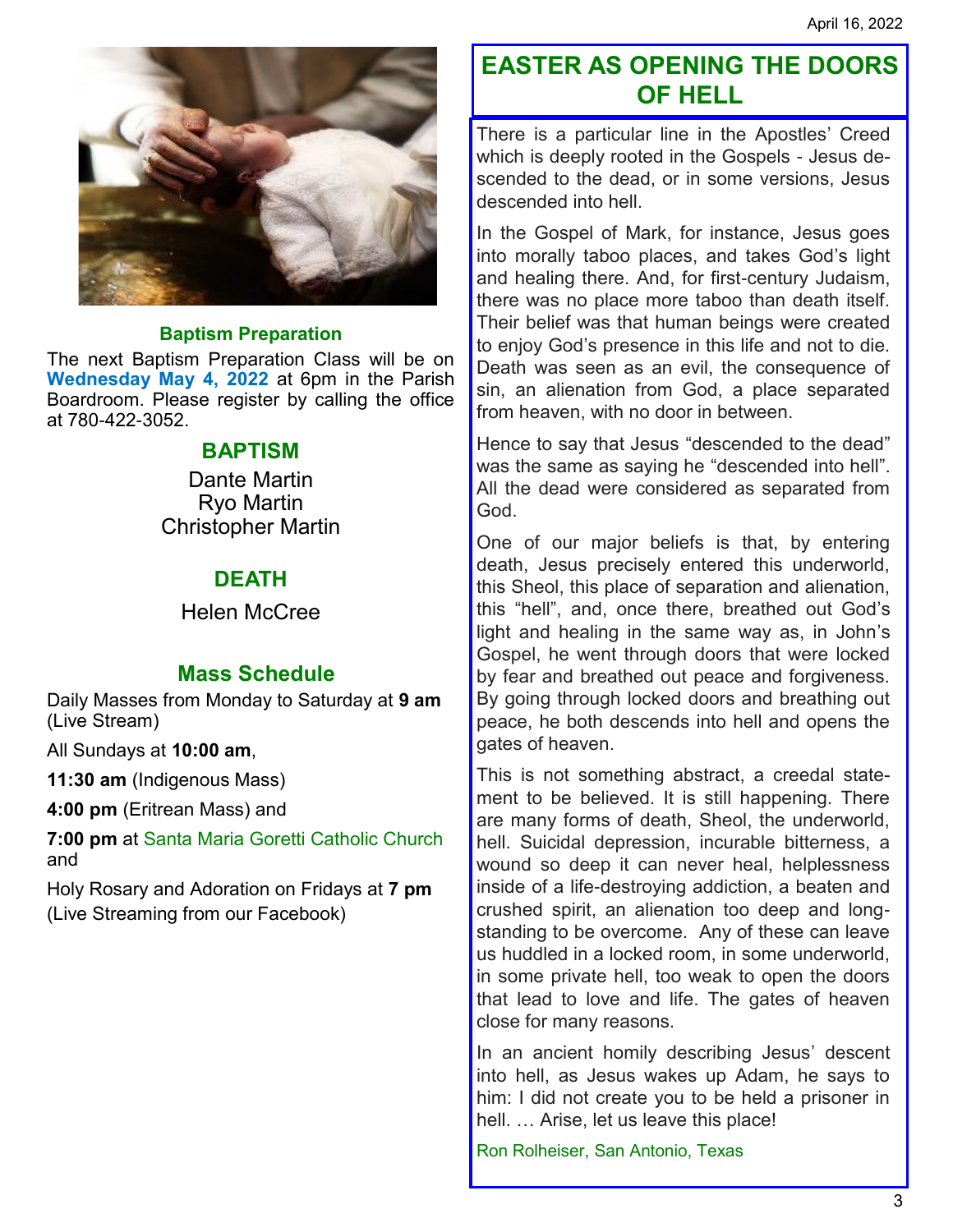### Baptism Preparation

The next Baptism Preparation Class will be on **Wednesday May 4, 2022** at 6pm in the Parish Boardroom. Please register by calling the office at 780-422-3052.

## BAPTISM

Dante Martin
Ryo Martin
Christopher Martin

## DEATH

Helen McCree

## Mass Schedule

Daily Masses from Monday to Saturday at **9 am** (Live Stream)

All Sundays at **10:00 am**,

**11:30 am** (Indigenous Mass)

**4:00 pm** (Eritrean Mass) and

**7:00 pm** at Santa Maria Goretti Catholic Church and

Holy Rosary and Adoration on Fridays at **7 pm** (Live Streaming from our Facebook)

## EASTER AS OPENING THE DOORS OF HELL

There is a particular line in the Apostles' Creed which is deeply rooted in the Gospels - Jesus descended to the dead, or in some versions, Jesus descended into hell.

In the Gospel of Mark, for instance, Jesus goes into morally taboo places, and takes God's light and healing there. And, for first-century Judaism, there was no place more taboo than death itself. Their belief was that human beings were created to enjoy God's presence in this life and not to die. Death was seen as an evil, the consequence of sin, an alienation from God, a place separated from heaven, with no door in between.

Hence to say that Jesus "descended to the dead" was the same as saying he "descended into hell". All the dead were considered as separated from God.

One of our major beliefs is that, by entering death, Jesus precisely entered this underworld, this Sheol, this place of separation and alienation, this "hell", and, once there, breathed out God's light and healing in the same way as, in John's Gospel, he went through doors that were locked by fear and breathed out peace and forgiveness. By going through locked doors and breathing out peace, he both descends into hell and opens the gates of heaven.

This is not something abstract, a creedal statement to be believed. It is still happening. There are many forms of death, Sheol, the underworld, hell. Suicidal depression, incurable bitterness, a wound so deep it can never heal, helplessness inside of a life-destroying addiction, a beaten and crushed spirit, an alienation too deep and long-standing to be overcome. Any of these can leave us huddled in a locked room, in some underworld, in some private hell, too weak to open the doors that lead to love and life. The gates of heaven close for many reasons.

In an ancient homily describing Jesus' descent into hell, as Jesus wakes up Adam, he says to him: I did not create you to be held a prisoner in hell. … Arise, let us leave this place!

Ron Rolheiser, San Antonio, Texas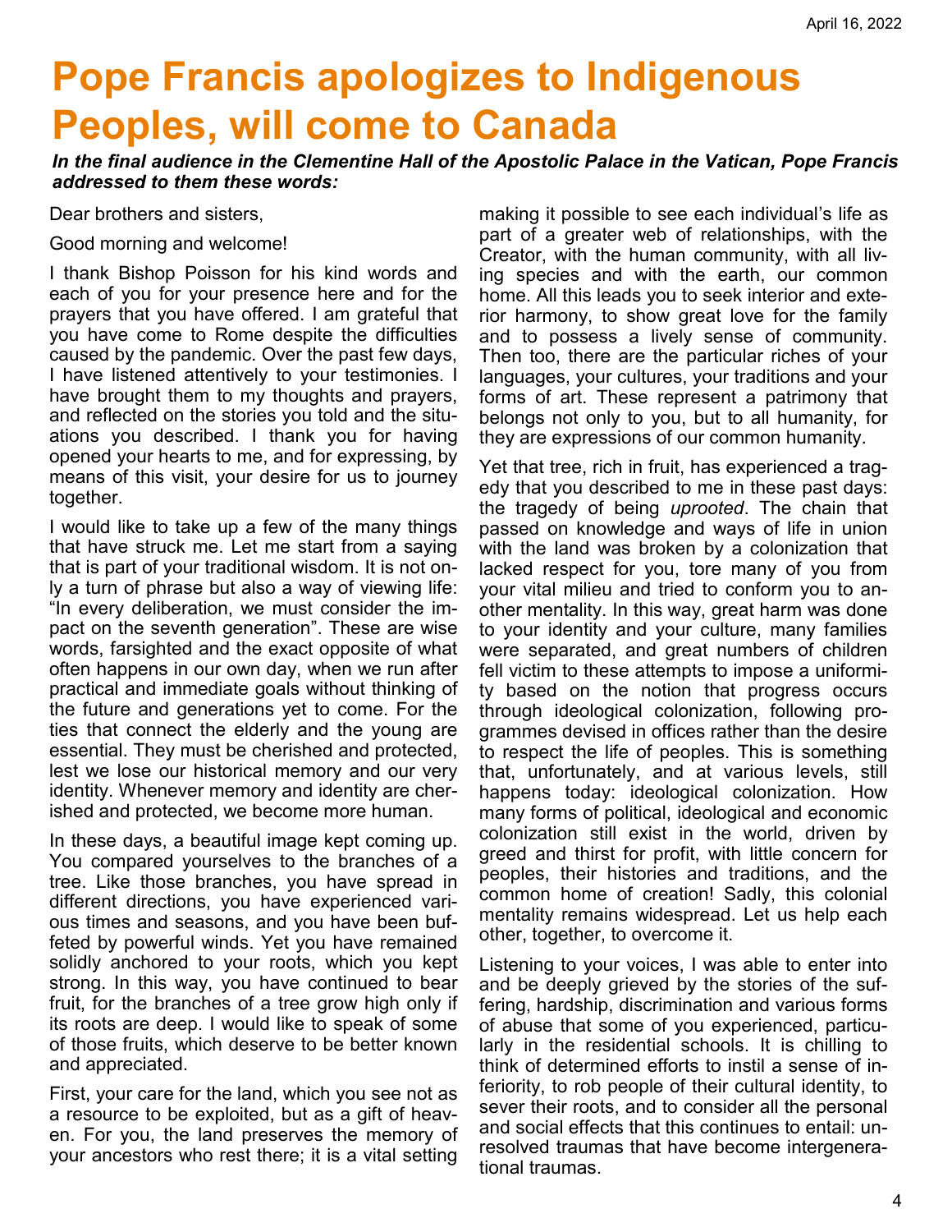# Pope Francis apologizes to Indigenous Peoples, will come to Canada

***In the final audience in the Clementine Hall of the Apostolic Palace in the Vatican, Pope Francis addressed to them these words:***

Dear brothers and sisters,

Good morning and welcome!

I thank Bishop Poisson for his kind words and each of you for your presence here and for the prayers that you have offered. I am grateful that you have come to Rome despite the difficulties caused by the pandemic. Over the past few days, I have listened attentively to your testimonies. I have brought them to my thoughts and prayers, and reflected on the stories you told and the situations you described. I thank you for having opened your hearts to me, and for expressing, by means of this visit, your desire for us to journey together.

I would like to take up a few of the many things that have struck me. Let me start from a saying that is part of your traditional wisdom. It is not only a turn of phrase but also a way of viewing life: "In every deliberation, we must consider the impact on the seventh generation". These are wise words, farsighted and the exact opposite of what often happens in our own day, when we run after practical and immediate goals without thinking of the future and generations yet to come. For the ties that connect the elderly and the young are essential. They must be cherished and protected, lest we lose our historical memory and our very identity. Whenever memory and identity are cherished and protected, we become more human.

In these days, a beautiful image kept coming up. You compared yourselves to the branches of a tree. Like those branches, you have spread in different directions, you have experienced various times and seasons, and you have been buffeted by powerful winds. Yet you have remained solidly anchored to your roots, which you kept strong. In this way, you have continued to bear fruit, for the branches of a tree grow high only if its roots are deep. I would like to speak of some of those fruits, which deserve to be better known and appreciated.

First, your care for the land, which you see not as a resource to be exploited, but as a gift of heaven. For you, the land preserves the memory of your ancestors who rest there; it is a vital setting making it possible to see each individual's life as part of a greater web of relationships, with the Creator, with the human community, with all living species and with the earth, our common home. All this leads you to seek interior and exterior harmony, to show great love for the family and to possess a lively sense of community. Then too, there are the particular riches of your languages, your cultures, your traditions and your forms of art. These represent a patrimony that belongs not only to you, but to all humanity, for they are expressions of our common humanity.

Yet that tree, rich in fruit, has experienced a tragedy that you described to me in these past days: the tragedy of being *uprooted*. The chain that passed on knowledge and ways of life in union with the land was broken by a colonization that lacked respect for you, tore many of you from your vital milieu and tried to conform you to another mentality. In this way, great harm was done to your identity and your culture, many families were separated, and great numbers of children fell victim to these attempts to impose a uniformity based on the notion that progress occurs through ideological colonization, following programmes devised in offices rather than the desire to respect the life of peoples. This is something that, unfortunately, and at various levels, still happens today: ideological colonization. How many forms of political, ideological and economic colonization still exist in the world, driven by greed and thirst for profit, with little concern for peoples, their histories and traditions, and the common home of creation! Sadly, this colonial mentality remains widespread. Let us help each other, together, to overcome it.

Listening to your voices, I was able to enter into and be deeply grieved by the stories of the suffering, hardship, discrimination and various forms of abuse that some of you experienced, particularly in the residential schools. It is chilling to think of determined efforts to instil a sense of inferiority, to rob people of their cultural identity, to sever their roots, and to consider all the personal and social effects that this continues to entail: unresolved traumas that have become intergenerational traumas.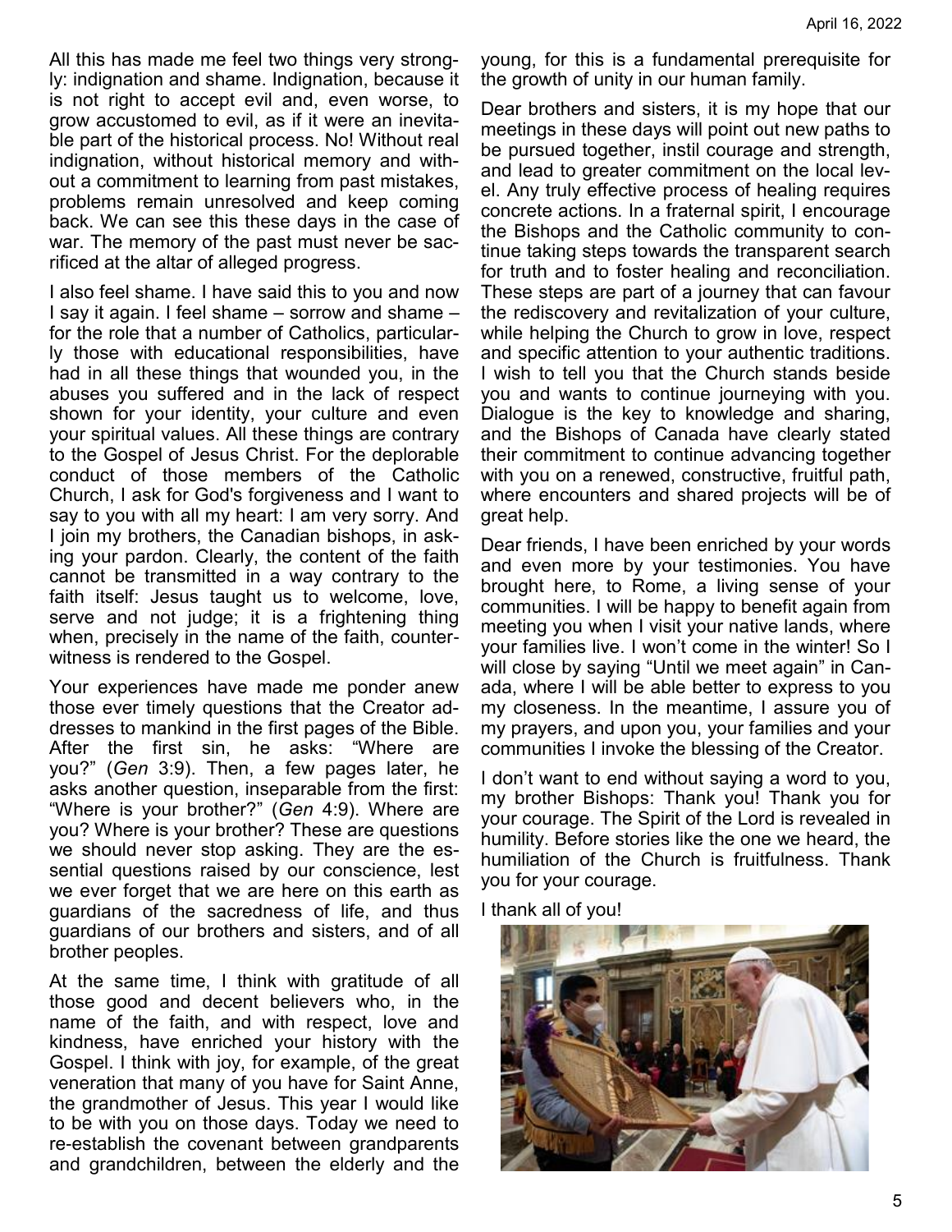All this has made me feel two things very strongly: indignation and shame. Indignation, because it is not right to accept evil and, even worse, to grow accustomed to evil, as if it were an inevitable part of the historical process. No! Without real indignation, without historical memory and without a commitment to learning from past mistakes, problems remain unresolved and keep coming back. We can see this these days in the case of war. The memory of the past must never be sacrificed at the altar of alleged progress.

I also feel shame. I have said this to you and now I say it again. I feel shame – sorrow and shame – for the role that a number of Catholics, particularly those with educational responsibilities, have had in all these things that wounded you, in the abuses you suffered and in the lack of respect shown for your identity, your culture and even your spiritual values. All these things are contrary to the Gospel of Jesus Christ. For the deplorable conduct of those members of the Catholic Church, I ask for God's forgiveness and I want to say to you with all my heart: I am very sorry. And I join my brothers, the Canadian bishops, in asking your pardon. Clearly, the content of the faith cannot be transmitted in a way contrary to the faith itself: Jesus taught us to welcome, love, serve and not judge; it is a frightening thing when, precisely in the name of the faith, counter-witness is rendered to the Gospel.

Your experiences have made me ponder anew those ever timely questions that the Creator addresses to mankind in the first pages of the Bible. After the first sin, he asks: "Where are you?" (*Gen* 3:9). Then, a few pages later, he asks another question, inseparable from the first: "Where is your brother?" (*Gen* 4:9). Where are you? Where is your brother? These are questions we should never stop asking. They are the essential questions raised by our conscience, lest we ever forget that we are here on this earth as guardians of the sacredness of life, and thus guardians of our brothers and sisters, and of all brother peoples.

At the same time, I think with gratitude of all those good and decent believers who, in the name of the faith, and with respect, love and kindness, have enriched your history with the Gospel. I think with joy, for example, of the great veneration that many of you have for Saint Anne, the grandmother of Jesus. This year I would like to be with you on those days. Today we need to re-establish the covenant between grandparents and grandchildren, between the elderly and the young, for this is a fundamental prerequisite for the growth of unity in our human family.

Dear brothers and sisters, it is my hope that our meetings in these days will point out new paths to be pursued together, instil courage and strength, and lead to greater commitment on the local level. Any truly effective process of healing requires concrete actions. In a fraternal spirit, I encourage the Bishops and the Catholic community to continue taking steps towards the transparent search for truth and to foster healing and reconciliation. These steps are part of a journey that can favour the rediscovery and revitalization of your culture, while helping the Church to grow in love, respect and specific attention to your authentic traditions. I wish to tell you that the Church stands beside you and wants to continue journeying with you. Dialogue is the key to knowledge and sharing, and the Bishops of Canada have clearly stated their commitment to continue advancing together with you on a renewed, constructive, fruitful path, where encounters and shared projects will be of great help.

Dear friends, I have been enriched by your words and even more by your testimonies. You have brought here, to Rome, a living sense of your communities. I will be happy to benefit again from meeting you when I visit your native lands, where your families live. I won't come in the winter! So I will close by saying "Until we meet again" in Canada, where I will be able better to express to you my closeness. In the meantime, I assure you of my prayers, and upon you, your families and your communities I invoke the blessing of the Creator.

I don't want to end without saying a word to you, my brother Bishops: Thank you! Thank you for your courage. The Spirit of the Lord is revealed in humility. Before stories like the one we heard, the humiliation of the Church is fruitfulness. Thank you for your courage.

I thank all of you!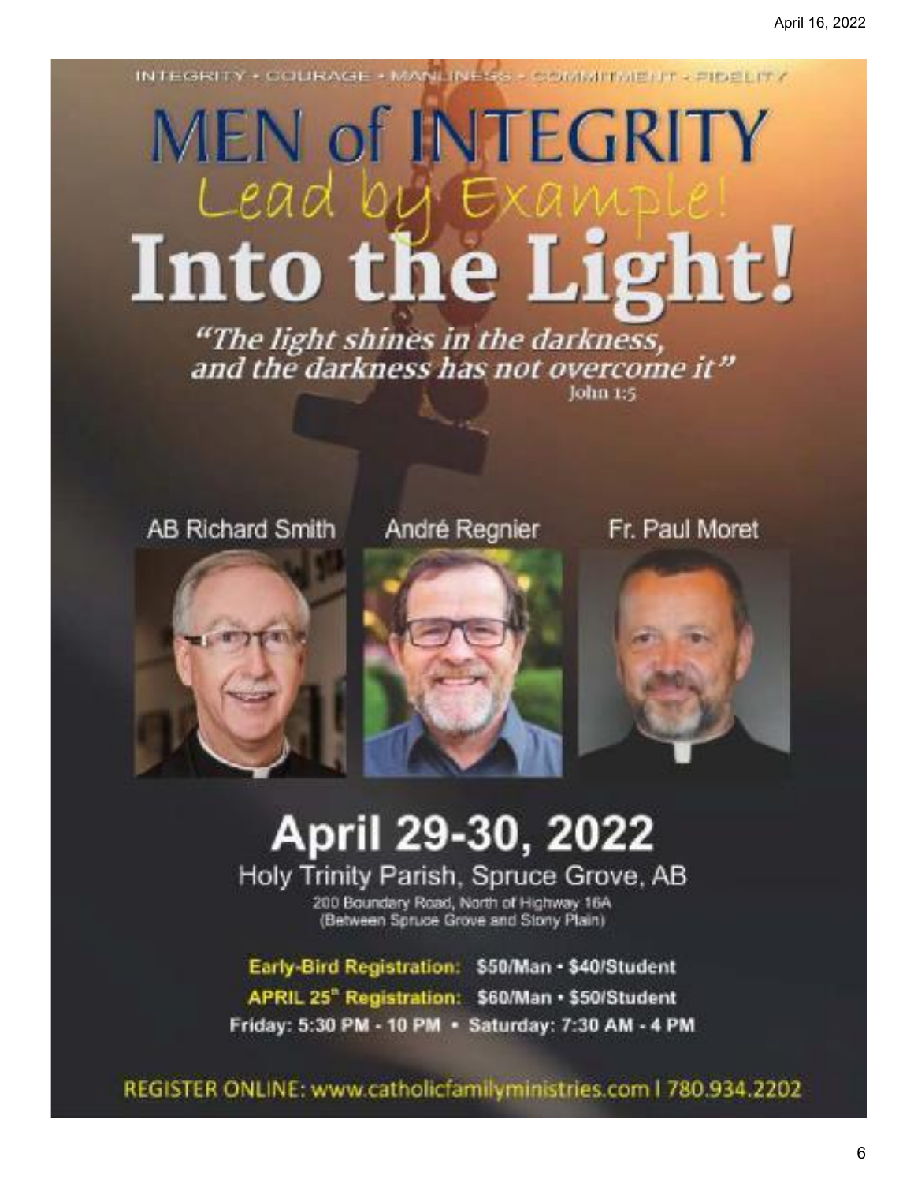INTEGRITY • COURAGE • MANLINESS • COMMITMENT • FIDELITY

# MEN of INTEGRITY

Lead by Example!

# Into the Light!

*"The light shines in the darkness, and the darkness has not overcome it"*
John 1:5

AB Richard Smith

André Regnier

Fr. Paul Moret

## April 29-30, 2022

Holy Trinity Parish, Spruce Grove, AB

200 Boundary Road, North of Highway 16A
(Between Spruce Grove and Stony Plain)

**Early-Bird Registration: $50/Man • $40/Student**

**APRIL 25th Registration: $60/Man • $50/Student**

**Friday: 5:30 PM - 10 PM • Saturday: 7:30 AM - 4 PM**

REGISTER ONLINE: www.catholicfamilyministries.com | 780.934.2202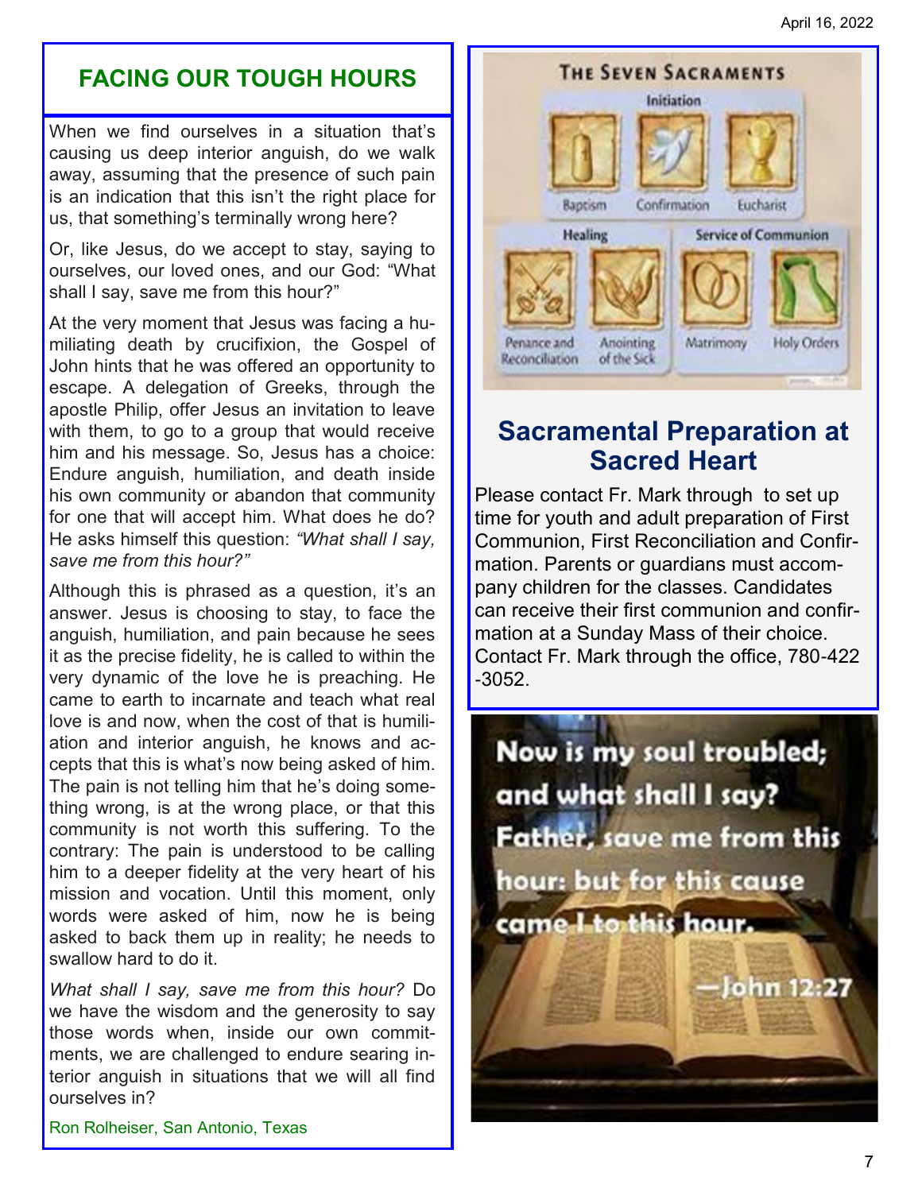## FACING OUR TOUGH HOURS

When we find ourselves in a situation that's causing us deep interior anguish, do we walk away, assuming that the presence of such pain is an indication that this isn't the right place for us, that something's terminally wrong here?

Or, like Jesus, do we accept to stay, saying to ourselves, our loved ones, and our God: "What shall I say, save me from this hour?"

At the very moment that Jesus was facing a humiliating death by crucifixion, the Gospel of John hints that he was offered an opportunity to escape. A delegation of Greeks, through the apostle Philip, offer Jesus an invitation to leave with them, to go to a group that would receive him and his message. So, Jesus has a choice: Endure anguish, humiliation, and death inside his own community or abandon that community for one that will accept him. What does he do? He asks himself this question: *"What shall I say, save me from this hour?"*

Although this is phrased as a question, it's an answer. Jesus is choosing to stay, to face the anguish, humiliation, and pain because he sees it as the precise fidelity, he is called to within the very dynamic of the love he is preaching. He came to earth to incarnate and teach what real love is and now, when the cost of that is humiliation and interior anguish, he knows and accepts that this is what's now being asked of him. The pain is not telling him that he's doing something wrong, is at the wrong place, or that this community is not worth this suffering. To the contrary: The pain is understood to be calling him to a deeper fidelity at the very heart of his mission and vocation. Until this moment, only words were asked of him, now he is being asked to back them up in reality; he needs to swallow hard to do it.

*What shall I say, save me from this hour?* Do we have the wisdom and the generosity to say those words when, inside our own commitments, we are challenged to endure searing interior anguish in situations that we will all find ourselves in?

Ron Rolheiser, San Antonio, Texas

## Sacramental Preparation at Sacred Heart

Please contact Fr. Mark through to set up time for youth and adult preparation of First Communion, First Reconciliation and Confirmation. Parents or guardians must accompany children for the classes. Candidates can receive their first communion and confirmation at a Sunday Mass of their choice. Contact Fr. Mark through the office, 780-422-3052.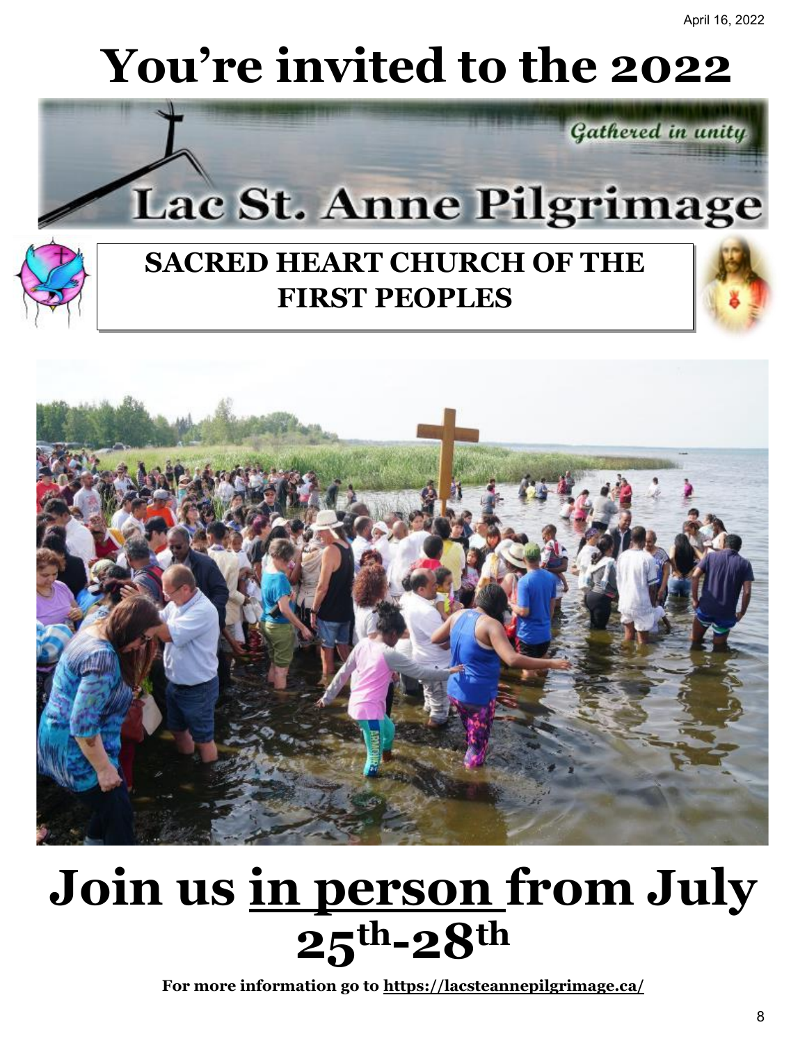April 16, 2022

# You're invited to the 2022

Gathered in unity

# Lac St. Anne Pilgrimage

## SACRED HEART CHURCH OF THE FIRST PEOPLES

# Join us <u>in person</u> from July 25th-28th

**For more information go to [https://lacsteannepilgrimage.ca/](https://lacsteannepilgrimage.ca/)**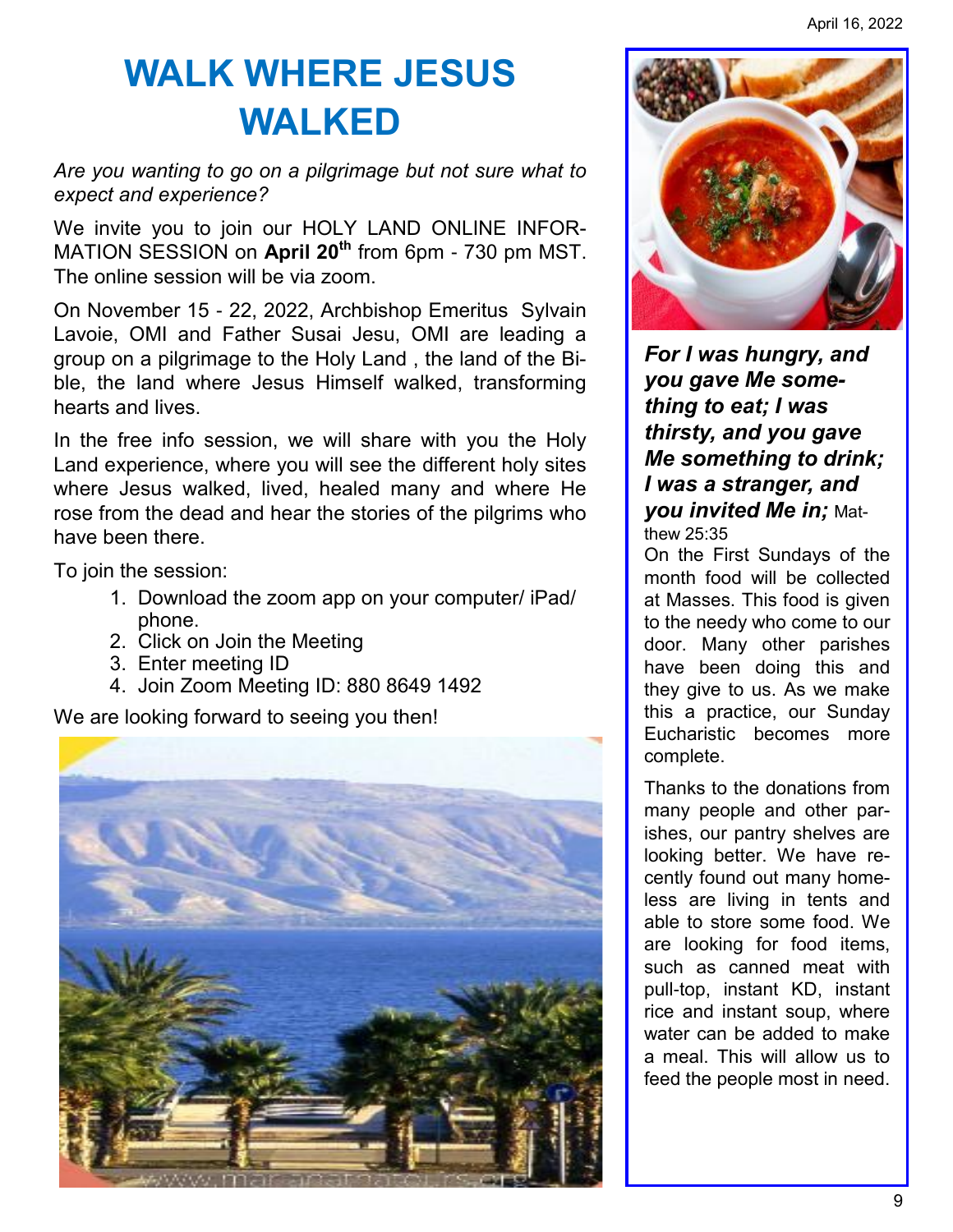# WALK WHERE JESUS WALKED

*Are you wanting to go on a pilgrimage but not sure what to expect and experience?*

We invite you to join our HOLY LAND ONLINE INFORMATION SESSION on **April 20th** from 6pm - 730 pm MST. The online session will be via zoom.

On November 15 - 22, 2022, Archbishop Emeritus Sylvain Lavoie, OMI and Father Susai Jesu, OMI are leading a group on a pilgrimage to the Holy Land , the land of the Bible, the land where Jesus Himself walked, transforming hearts and lives.

In the free info session, we will share with you the Holy Land experience, where you will see the different holy sites where Jesus walked, lived, healed many and where He rose from the dead and hear the stories of the pilgrims who have been there.

To join the session:

1. Download the zoom app on your computer/ iPad/ phone.
2. Click on Join the Meeting
3. Enter meeting ID
4. Join Zoom Meeting ID: 880 8649 1492

We are looking forward to seeing you then!

***For I was hungry, and you gave Me something to eat; I was thirsty, and you gave Me something to drink; I was a stranger, and you invited Me in;*** Matthew 25:35

On the First Sundays of the month food will be collected at Masses. This food is given to the needy who come to our door. Many other parishes have been doing this and they give to us. As we make this a practice, our Sunday Eucharistic becomes more complete.

Thanks to the donations from many people and other parishes, our pantry shelves are looking better. We have recently found out many homeless are living in tents and able to store some food. We are looking for food items, such as canned meat with pull-top, instant KD, instant rice and instant soup, where water can be added to make a meal. This will allow us to feed the people most in need.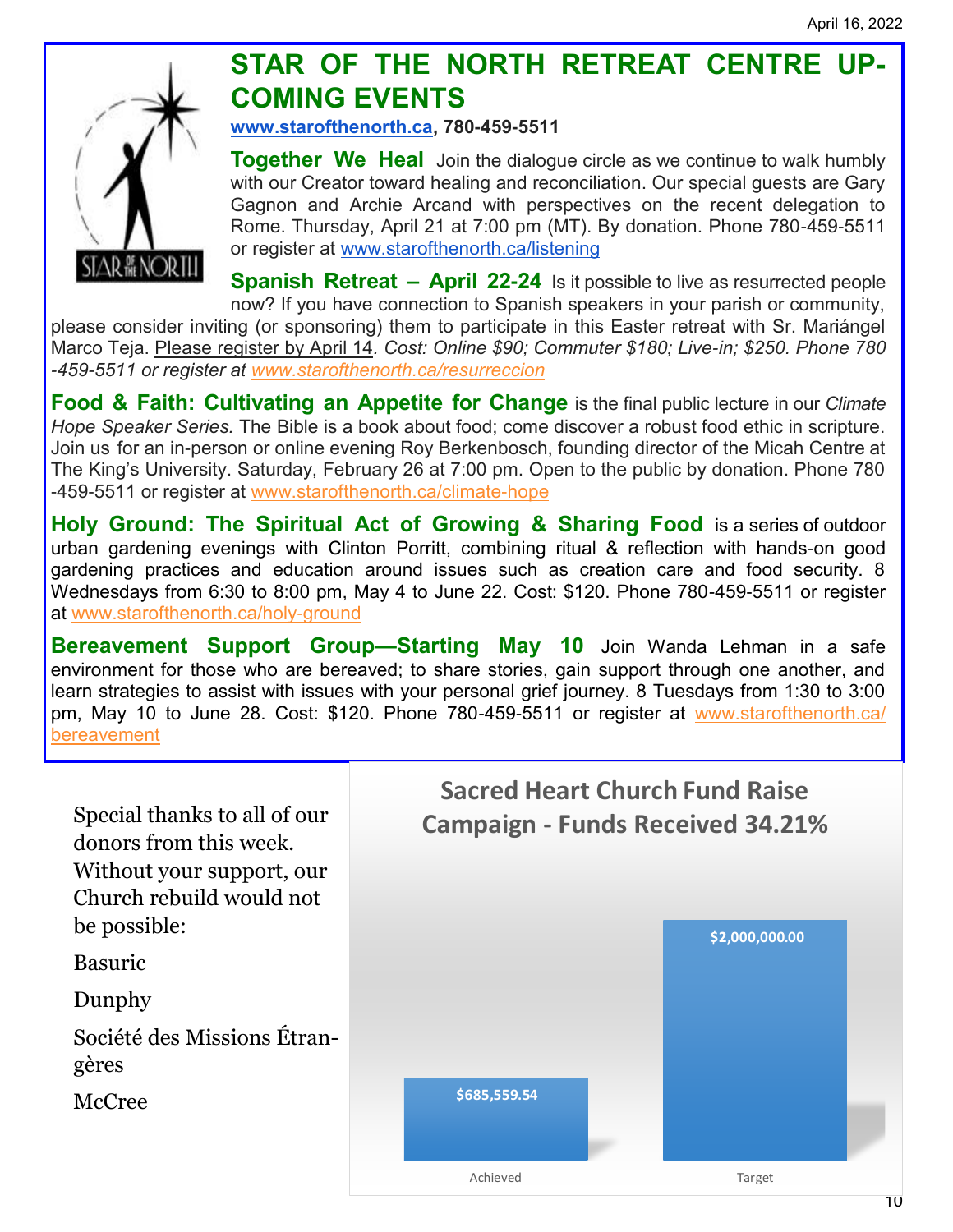April 16, 2022

# STAR OF THE NORTH RETREAT CENTRE UP-COMING EVENTS

**www.starofthenorth.ca, 780-459-5511**

**Together We Heal** Join the dialogue circle as we continue to walk humbly with our Creator toward healing and reconciliation. Our special guests are Gary Gagnon and Archie Arcand with perspectives on the recent delegation to Rome. Thursday, April 21 at 7:00 pm (MT). By donation. Phone 780-459-5511 or register at www.starofthenorth.ca/listening

**Spanish Retreat – April 22-24** Is it possible to live as resurrected people now? If you have connection to Spanish speakers in your parish or community, please consider inviting (or sponsoring) them to participate in this Easter retreat with Sr. Mariángel Marco Teja. Please register by April 14. *Cost: Online $90; Commuter $180; Live-in; $250. Phone 780-459-5511 or register at www.starofthenorth.ca/resurreccion*

**Food & Faith: Cultivating an Appetite for Change** is the final public lecture in our *Climate Hope Speaker Series.* The Bible is a book about food; come discover a robust food ethic in scripture. Join us for an in-person or online evening Roy Berkenbosch, founding director of the Micah Centre at The King's University. Saturday, February 26 at 7:00 pm. Open to the public by donation. Phone 780-459-5511 or register at www.starofthenorth.ca/climate-hope

**Holy Ground: The Spiritual Act of Growing & Sharing Food** is a series of outdoor urban gardening evenings with Clinton Porritt, combining ritual & reflection with hands-on good gardening practices and education around issues such as creation care and food security. 8 Wednesdays from 6:30 to 8:00 pm, May 4 to June 22. Cost: $120. Phone 780-459-5511 or register at www.starofthenorth.ca/holy-ground

**Bereavement Support Group—Starting May 10** Join Wanda Lehman in a safe environment for those who are bereaved; to share stories, gain support through one another, and learn strategies to assist with issues with your personal grief journey. 8 Tuesdays from 1:30 to 3:00 pm, May 10 to June 28. Cost: $120. Phone 780-459-5511 or register at www.starofthenorth.ca/bereavement

Special thanks to all of our donors from this week. Without your support, our Church rebuild would not be possible:

Basuric

Dunphy

Société des Missions Étrangères

McCree

## Sacred Heart Church Fund Raise Campaign - Funds Received 34.21%

| | Amount |
|---|---|
| Achieved | $685,559.54 |
| Target | $2,000,000.00 |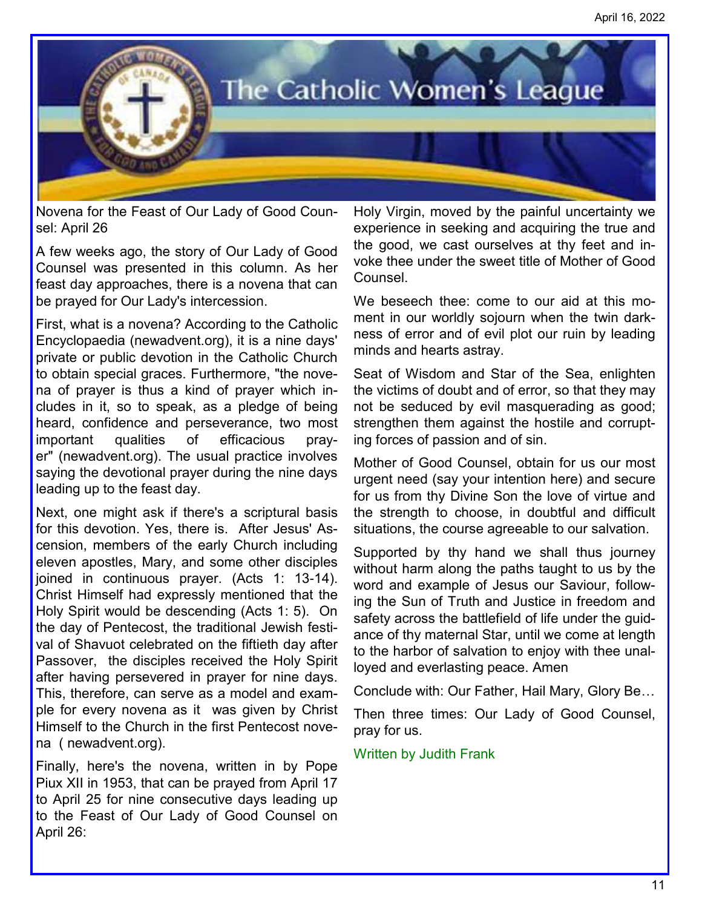# The Catholic Women's League

Novena for the Feast of Our Lady of Good Counsel: April 26

A few weeks ago, the story of Our Lady of Good Counsel was presented in this column. As her feast day approaches, there is a novena that can be prayed for Our Lady's intercession.

First, what is a novena? According to the Catholic Encyclopaedia (newadvent.org), it is a nine days' private or public devotion in the Catholic Church to obtain special graces. Furthermore, "the novena of prayer is thus a kind of prayer which includes in it, so to speak, as a pledge of being heard, confidence and perseverance, two most important qualities of efficacious prayer" (newadvent.org). The usual practice involves saying the devotional prayer during the nine days leading up to the feast day.

Next, one might ask if there's a scriptural basis for this devotion. Yes, there is. After Jesus' Ascension, members of the early Church including eleven apostles, Mary, and some other disciples joined in continuous prayer. (Acts 1: 13-14). Christ Himself had expressly mentioned that the Holy Spirit would be descending (Acts 1: 5). On the day of Pentecost, the traditional Jewish festival of Shavuot celebrated on the fiftieth day after Passover, the disciples received the Holy Spirit after having persevered in prayer for nine days. This, therefore, can serve as a model and example for every novena as it was given by Christ Himself to the Church in the first Pentecost novena ( newadvent.org).

Finally, here's the novena, written in by Pope Piux XII in 1953, that can be prayed from April 17 to April 25 for nine consecutive days leading up to the Feast of Our Lady of Good Counsel on April 26:

Holy Virgin, moved by the painful uncertainty we experience in seeking and acquiring the true and the good, we cast ourselves at thy feet and invoke thee under the sweet title of Mother of Good Counsel.

We beseech thee: come to our aid at this moment in our worldly sojourn when the twin darkness of error and of evil plot our ruin by leading minds and hearts astray.

Seat of Wisdom and Star of the Sea, enlighten the victims of doubt and of error, so that they may not be seduced by evil masquerading as good; strengthen them against the hostile and corrupting forces of passion and of sin.

Mother of Good Counsel, obtain for us our most urgent need (say your intention here) and secure for us from thy Divine Son the love of virtue and the strength to choose, in doubtful and difficult situations, the course agreeable to our salvation.

Supported by thy hand we shall thus journey without harm along the paths taught to us by the word and example of Jesus our Saviour, following the Sun of Truth and Justice in freedom and safety across the battlefield of life under the guidance of thy maternal Star, until we come at length to the harbor of salvation to enjoy with thee unalloyed and everlasting peace. Amen

Conclude with: Our Father, Hail Mary, Glory Be…

Then three times: Our Lady of Good Counsel, pray for us.

Written by Judith Frank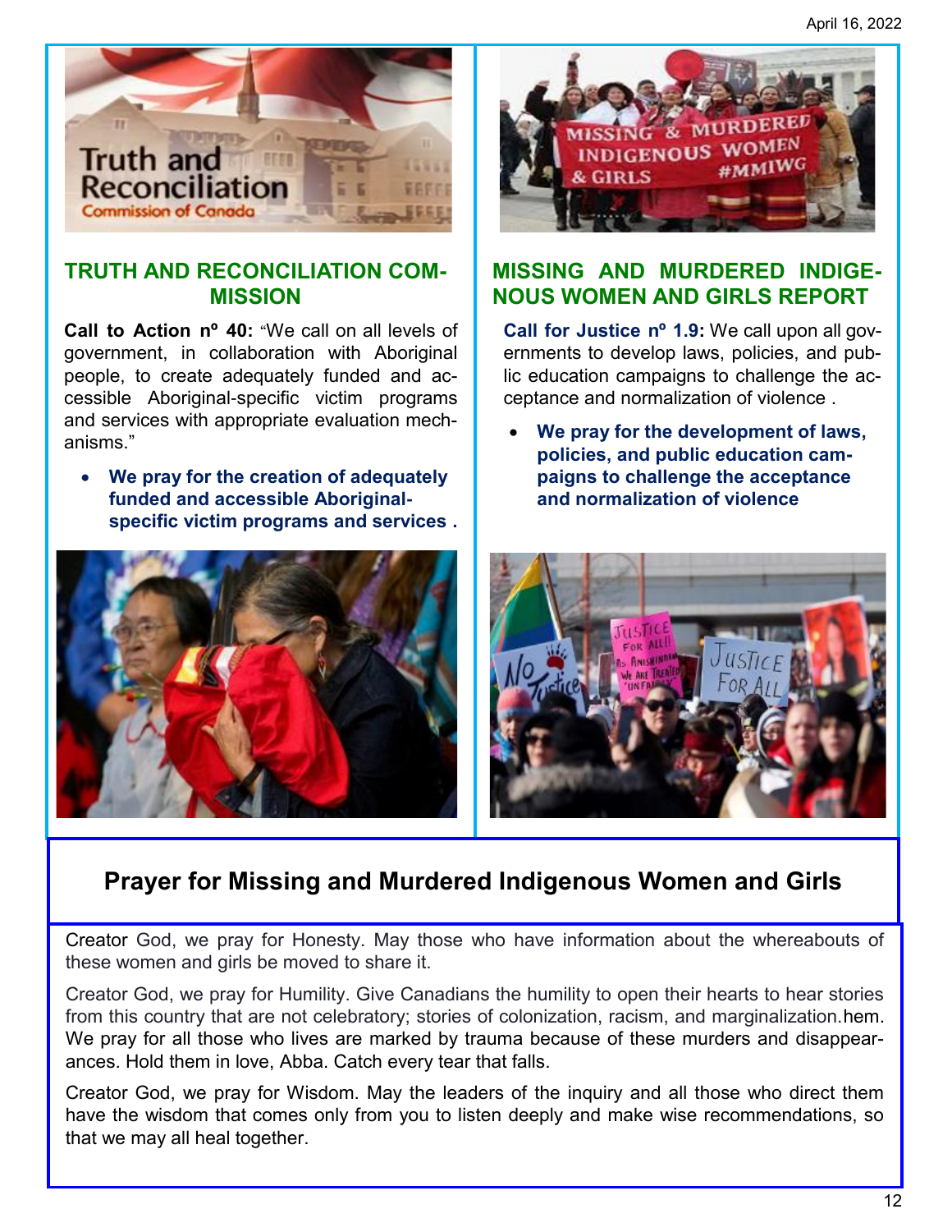## TRUTH AND RECONCILIATION COMMISSION

**Call to Action nº 40:** “We call on all levels of government, in collaboration with Aboriginal people, to create adequately funded and accessible Aboriginal-specific victim programs and services with appropriate evaluation mechanisms.”

- **We pray for the creation of adequately funded and accessible Aboriginal-specific victim programs and services .**

## MISSING AND MURDERED INDIGENOUS WOMEN AND GIRLS REPORT

**Call for Justice nº 1.9:** We call upon all governments to develop laws, policies, and public education campaigns to challenge the acceptance and normalization of violence .

- **We pray for the development of laws, policies, and public education campaigns to challenge the acceptance and normalization of violence**

## Prayer for Missing and Murdered Indigenous Women and Girls

Creator God, we pray for Honesty. May those who have information about the whereabouts of these women and girls be moved to share it.

Creator God, we pray for Humility. Give Canadians the humility to open their hearts to hear stories from this country that are not celebratory; stories of colonization, racism, and marginalization.hem. We pray for all those who lives are marked by trauma because of these murders and disappearances. Hold them in love, Abba. Catch every tear that falls.

Creator God, we pray for Wisdom. May the leaders of the inquiry and all those who direct them have the wisdom that comes only from you to listen deeply and make wise recommendations, so that we may all heal together.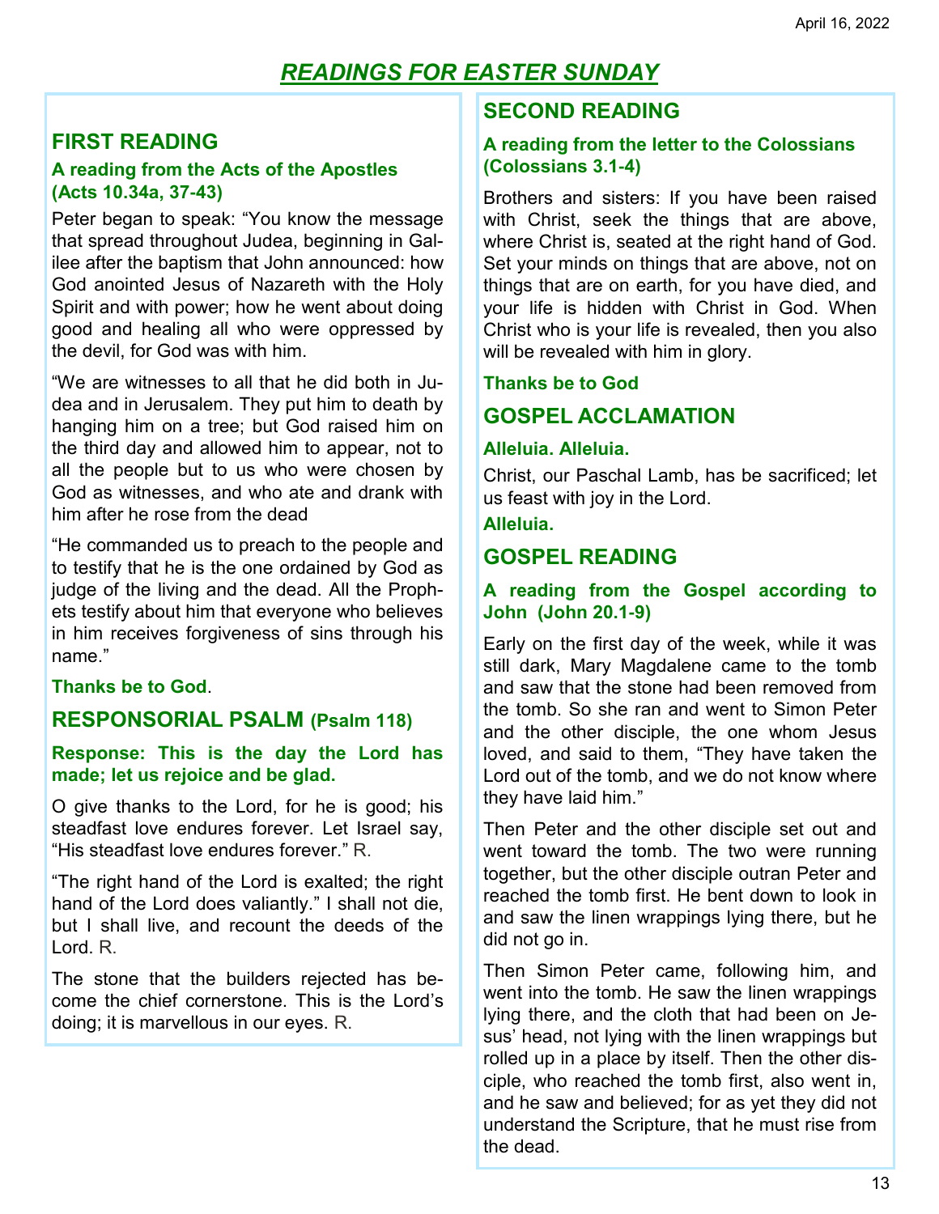# *READINGS FOR EASTER SUNDAY*

## FIRST READING

**A reading from the Acts of the Apostles (Acts 10.34a, 37-43)**

Peter began to speak: "You know the message that spread throughout Judea, beginning in Galilee after the baptism that John announced: how God anointed Jesus of Nazareth with the Holy Spirit and with power; how he went about doing good and healing all who were oppressed by the devil, for God was with him.

"We are witnesses to all that he did both in Judea and in Jerusalem. They put him to death by hanging him on a tree; but God raised him on the third day and allowed him to appear, not to all the people but to us who were chosen by God as witnesses, and who ate and drank with him after he rose from the dead

"He commanded us to preach to the people and to testify that he is the one ordained by God as judge of the living and the dead. All the Prophets testify about him that everyone who believes in him receives forgiveness of sins through his name."

**Thanks be to God**.

## RESPONSORIAL PSALM (Psalm 118)

**Response: This is the day the Lord has made; let us rejoice and be glad.**

O give thanks to the Lord, for he is good; his steadfast love endures forever. Let Israel say, "His steadfast love endures forever." R.

"The right hand of the Lord is exalted; the right hand of the Lord does valiantly." I shall not die, but I shall live, and recount the deeds of the Lord. R.

The stone that the builders rejected has become the chief cornerstone. This is the Lord's doing; it is marvellous in our eyes. R.

## SECOND READING

**A reading from the letter to the Colossians (Colossians 3.1-4)**

Brothers and sisters: If you have been raised with Christ, seek the things that are above, where Christ is, seated at the right hand of God. Set your minds on things that are above, not on things that are on earth, for you have died, and your life is hidden with Christ in God. When Christ who is your life is revealed, then you also will be revealed with him in glory.

**Thanks be to God**

## GOSPEL ACCLAMATION

**Alleluia. Alleluia.**

Christ, our Paschal Lamb, has be sacrificed; let us feast with joy in the Lord.

**Alleluia.**

## GOSPEL READING

**A reading from the Gospel according to John (John 20.1-9)**

Early on the first day of the week, while it was still dark, Mary Magdalene came to the tomb and saw that the stone had been removed from the tomb. So she ran and went to Simon Peter and the other disciple, the one whom Jesus loved, and said to them, "They have taken the Lord out of the tomb, and we do not know where they have laid him."

Then Peter and the other disciple set out and went toward the tomb. The two were running together, but the other disciple outran Peter and reached the tomb first. He bent down to look in and saw the linen wrappings lying there, but he did not go in.

Then Simon Peter came, following him, and went into the tomb. He saw the linen wrappings lying there, and the cloth that had been on Jesus' head, not lying with the linen wrappings but rolled up in a place by itself. Then the other disciple, who reached the tomb first, also went in, and he saw and believed; for as yet they did not understand the Scripture, that he must rise from the dead.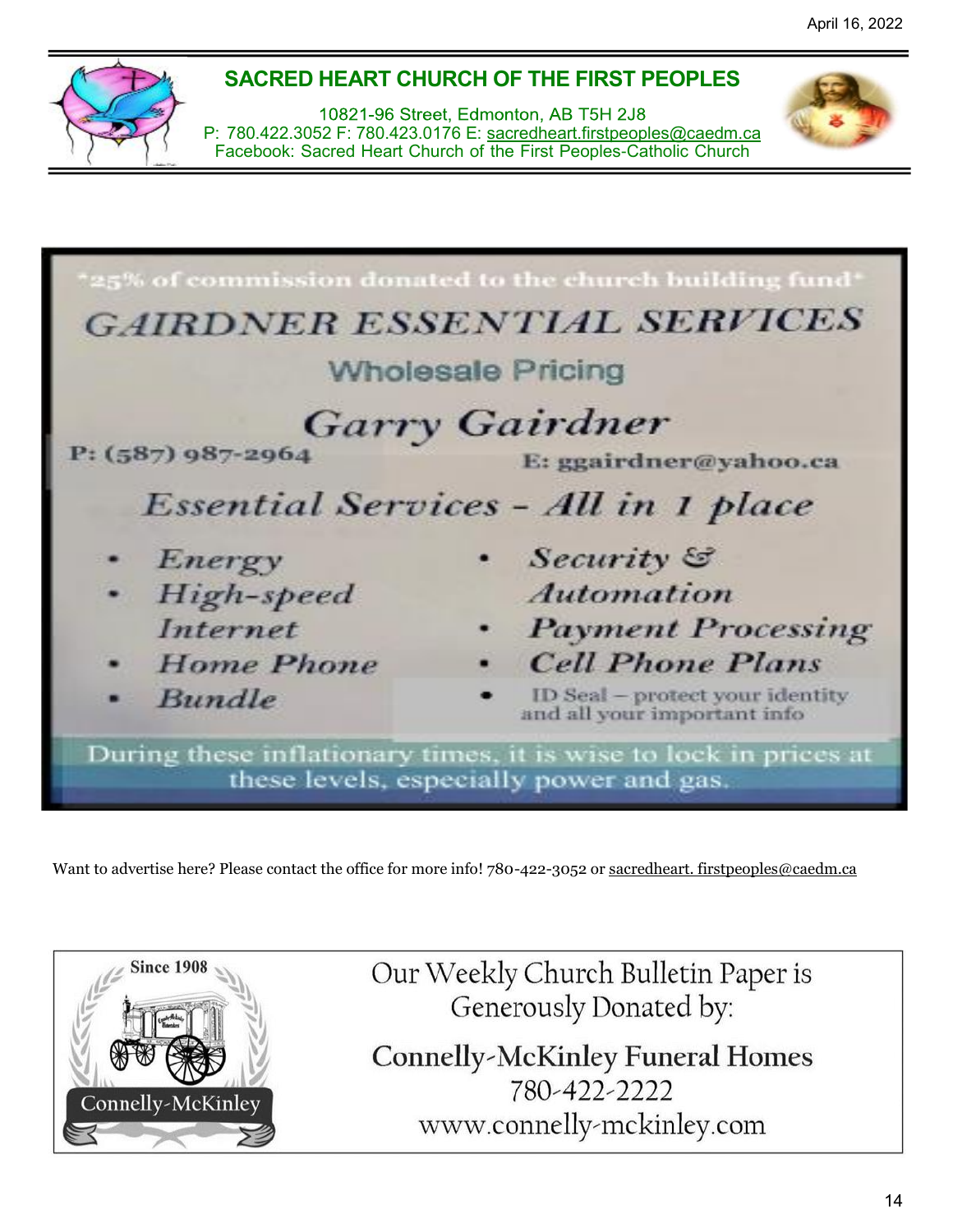## SACRED HEART CHURCH OF THE FIRST PEOPLES

10821-96 Street, Edmonton, AB T5H 2J8
P: 780.422.3052 F: 780.423.0176 E: sacredheart.firstpeoples@caedm.ca
Facebook: Sacred Heart Church of the First Peoples-Catholic Church

*25% of commission donated to the church building fund*

# *GAIRDNER ESSENTIAL SERVICES*

**Wholesale Pricing**

## *Garry Gairdner*

P: (587) 987-2964

E: ggairdner@yahoo.ca

### *Essential Services - All in 1 place*

- *Energy*
- *High-speed Internet*
- *Home Phone*
- *Bundle*
- *Security & Automation*
- *Payment Processing*
- *Cell Phone Plans*
- ID Seal – protect your identity and all your important info

During these inflationary times, it is wise to lock in prices at these levels, especially power and gas.

Want to advertise here? Please contact the office for more info! 780-422-3052 or sacredheart. firstpeoples@caedm.ca

Since 1908

Connelly-McKinley

Our Weekly Church Bulletin Paper is Generously Donated by:

Connelly-McKinley Funeral Homes
780-422-2222
www.connelly-mckinley.com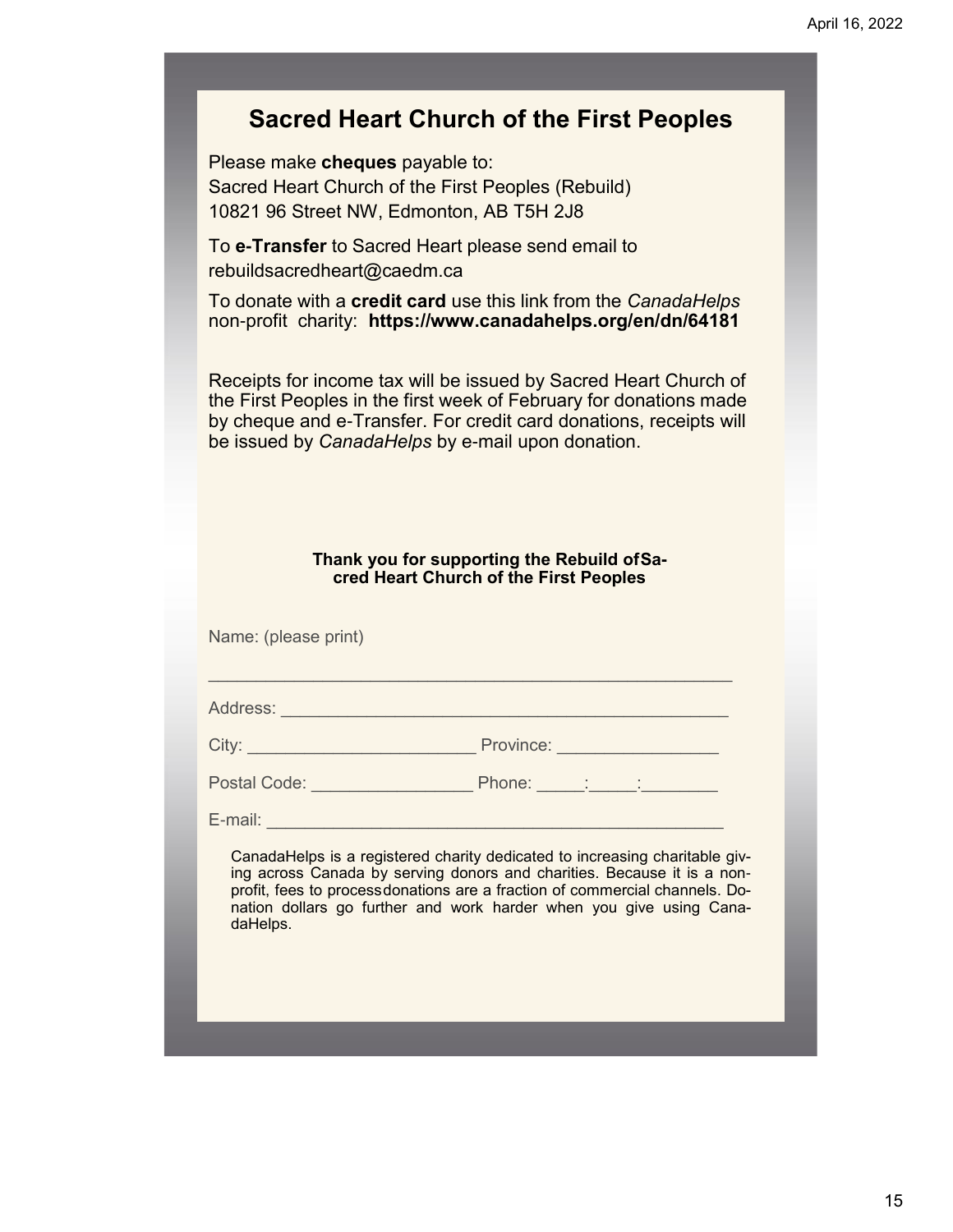# Sacred Heart Church of the First Peoples

Please make **cheques** payable to:
Sacred Heart Church of the First Peoples (Rebuild)
10821 96 Street NW, Edmonton, AB T5H 2J8

To **e-Transfer** to Sacred Heart please send email to rebuildsacredheart@caedm.ca

To donate with a **credit card** use this link from the *CanadaHelps* non-profit charity: **https://www.canadahelps.org/en/dn/64181**

Receipts for income tax will be issued by Sacred Heart Church of the First Peoples in the first week of February for donations made by cheque and e-Transfer. For credit card donations, receipts will be issued by *CanadaHelps* by e-mail upon donation.

**Thank you for supporting the Rebuild of Sacred Heart Church of the First Peoples**

Name: (please print)

_____________________________________________________

Address: _____________________________________________

City: _______________________ Province: ________________

Postal Code: ________________ Phone: _____:_____:________

E-mail: ______________________________________________

CanadaHelps is a registered charity dedicated to increasing charitable giving across Canada by serving donors and charities. Because it is a non-profit, fees to process donations are a fraction of commercial channels. Donation dollars go further and work harder when you give using CanadaHelps.